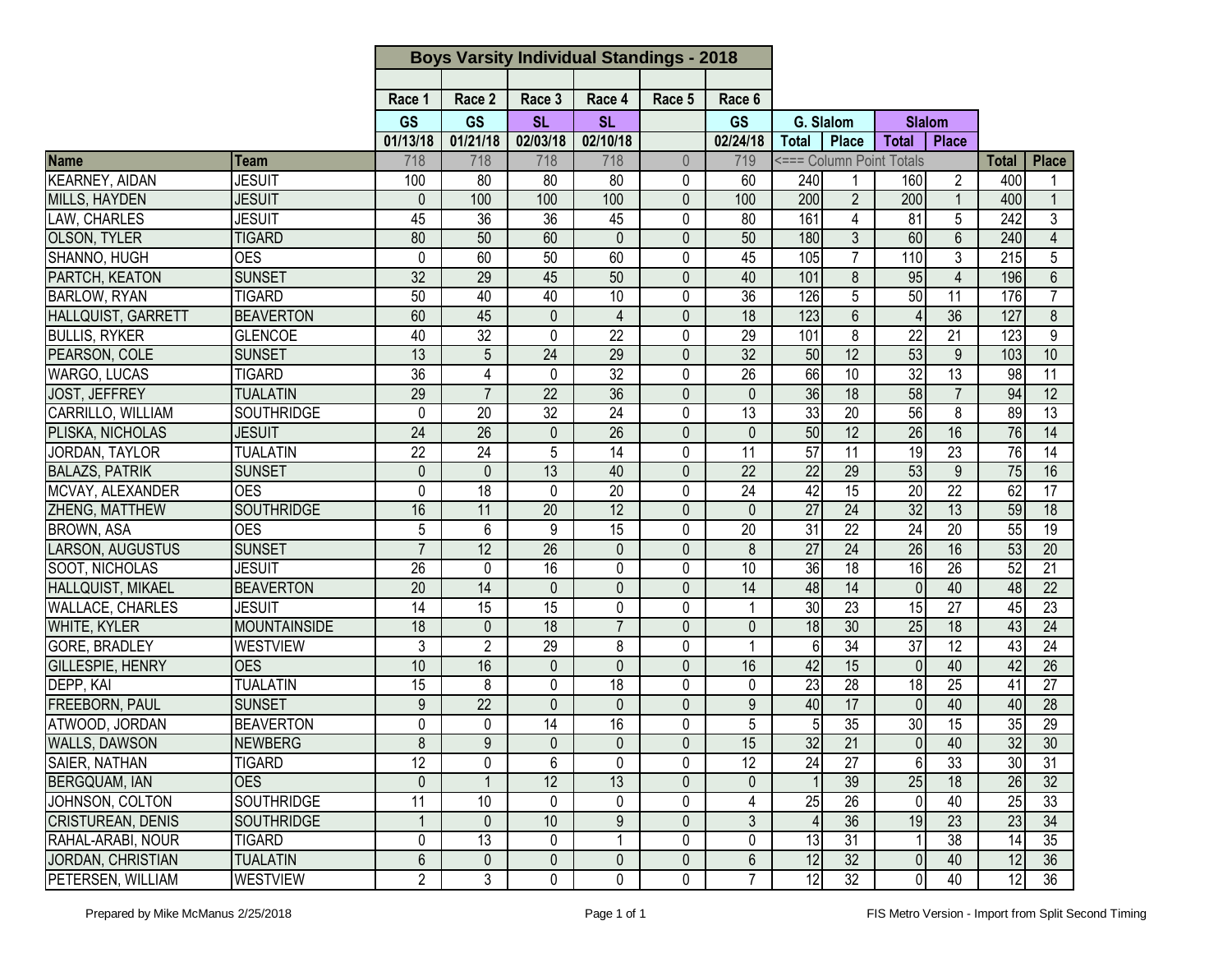## Boys Varsity Individual Standings - 2018

| | | Race 1 | Race 2 | Race 3 | Race 4 | Race 5 | Race 6 | G. Slalom | | Slalom | | | |
|---|---|---|---|---|---|---|---|---|---|---|---|---|---|
| | | GS | GS | SL | SL | | GS | Total | Place | Total | Place | | |
| | | 01/13/18 | 01/21/18 | 02/03/18 | 02/10/18 | | 02/24/18 | <=== Column Point Totals | | | | | |
| **Name** | **Team** | 718 | 718 | 718 | 718 | 0 | 719 | | | | | **Total** | **Place** |
| KEARNEY, AIDAN | JESUIT | 100 | 80 | 80 | 80 | 0 | 60 | 240 | 1 | 160 | 2 | 400 | 1 |
| MILLS, HAYDEN | JESUIT | 0 | 100 | 100 | 100 | 0 | 100 | 200 | 2 | 200 | 1 | 400 | 1 |
| LAW, CHARLES | JESUIT | 45 | 36 | 36 | 45 | 0 | 80 | 161 | 4 | 81 | 5 | 242 | 3 |
| OLSON, TYLER | TIGARD | 80 | 50 | 60 | 0 | 0 | 50 | 180 | 3 | 60 | 6 | 240 | 4 |
| SHANNO, HUGH | OES | 0 | 60 | 50 | 60 | 0 | 45 | 105 | 7 | 110 | 3 | 215 | 5 |
| PARTCH, KEATON | SUNSET | 32 | 29 | 45 | 50 | 0 | 40 | 101 | 8 | 95 | 4 | 196 | 6 |
| BARLOW, RYAN | TIGARD | 50 | 40 | 40 | 10 | 0 | 36 | 126 | 5 | 50 | 11 | 176 | 7 |
| HALLQUIST, GARRETT | BEAVERTON | 60 | 45 | 0 | 4 | 0 | 18 | 123 | 6 | 4 | 36 | 127 | 8 |
| BULLIS, RYKER | GLENCOE | 40 | 32 | 0 | 22 | 0 | 29 | 101 | 8 | 22 | 21 | 123 | 9 |
| PEARSON, COLE | SUNSET | 13 | 5 | 24 | 29 | 0 | 32 | 50 | 12 | 53 | 9 | 103 | 10 |
| WARGO, LUCAS | TIGARD | 36 | 4 | 0 | 32 | 0 | 26 | 66 | 10 | 32 | 13 | 98 | 11 |
| JOST, JEFFREY | TUALATIN | 29 | 7 | 22 | 36 | 0 | 0 | 36 | 18 | 58 | 7 | 94 | 12 |
| CARRILLO, WILLIAM | SOUTHRIDGE | 0 | 20 | 32 | 24 | 0 | 13 | 33 | 20 | 56 | 8 | 89 | 13 |
| PLISKA, NICHOLAS | JESUIT | 24 | 26 | 0 | 26 | 0 | 0 | 50 | 12 | 26 | 16 | 76 | 14 |
| JORDAN, TAYLOR | TUALATIN | 22 | 24 | 5 | 14 | 0 | 11 | 57 | 11 | 19 | 23 | 76 | 14 |
| BALAZS, PATRIK | SUNSET | 0 | 0 | 13 | 40 | 0 | 22 | 22 | 29 | 53 | 9 | 75 | 16 |
| MCVAY, ALEXANDER | OES | 0 | 18 | 0 | 20 | 0 | 24 | 42 | 15 | 20 | 22 | 62 | 17 |
| ZHENG, MATTHEW | SOUTHRIDGE | 16 | 11 | 20 | 12 | 0 | 0 | 27 | 24 | 32 | 13 | 59 | 18 |
| BROWN, ASA | OES | 5 | 6 | 9 | 15 | 0 | 20 | 31 | 22 | 24 | 20 | 55 | 19 |
| LARSON, AUGUSTUS | SUNSET | 7 | 12 | 26 | 0 | 0 | 8 | 27 | 24 | 26 | 16 | 53 | 20 |
| SOOT, NICHOLAS | JESUIT | 26 | 0 | 16 | 0 | 0 | 10 | 36 | 18 | 16 | 26 | 52 | 21 |
| HALLQUIST, MIKAEL | BEAVERTON | 20 | 14 | 0 | 0 | 0 | 14 | 48 | 14 | 0 | 40 | 48 | 22 |
| WALLACE, CHARLES | JESUIT | 14 | 15 | 15 | 0 | 0 | 1 | 30 | 23 | 15 | 27 | 45 | 23 |
| WHITE, KYLER | MOUNTAINSIDE | 18 | 0 | 18 | 7 | 0 | 0 | 18 | 30 | 25 | 18 | 43 | 24 |
| GORE, BRADLEY | WESTVIEW | 3 | 2 | 29 | 8 | 0 | 1 | 6 | 34 | 37 | 12 | 43 | 24 |
| GILLESPIE, HENRY | OES | 10 | 16 | 0 | 0 | 0 | 16 | 42 | 15 | 0 | 40 | 42 | 26 |
| DEPP, KAI | TUALATIN | 15 | 8 | 0 | 18 | 0 | 0 | 23 | 28 | 18 | 25 | 41 | 27 |
| FREEBORN, PAUL | SUNSET | 9 | 22 | 0 | 0 | 0 | 9 | 40 | 17 | 0 | 40 | 40 | 28 |
| ATWOOD, JORDAN | BEAVERTON | 0 | 0 | 14 | 16 | 0 | 5 | 5 | 35 | 30 | 15 | 35 | 29 |
| WALLS, DAWSON | NEWBERG | 8 | 9 | 0 | 0 | 0 | 15 | 32 | 21 | 0 | 40 | 32 | 30 |
| SAIER, NATHAN | TIGARD | 12 | 0 | 6 | 0 | 0 | 12 | 24 | 27 | 6 | 33 | 30 | 31 |
| BERGQUAM, IAN | OES | 0 | 1 | 12 | 13 | 0 | 0 | 1 | 39 | 25 | 18 | 26 | 32 |
| JOHNSON, COLTON | SOUTHRIDGE | 11 | 10 | 0 | 0 | 0 | 4 | 25 | 26 | 0 | 40 | 25 | 33 |
| CRISTUREAN, DENIS | SOUTHRIDGE | 1 | 0 | 10 | 9 | 0 | 3 | 4 | 36 | 19 | 23 | 23 | 34 |
| RAHAL-ARABI, NOUR | TIGARD | 0 | 13 | 0 | 1 | 0 | 0 | 13 | 31 | 1 | 38 | 14 | 35 |
| JORDAN, CHRISTIAN | TUALATIN | 6 | 0 | 0 | 0 | 0 | 6 | 12 | 32 | 0 | 40 | 12 | 36 |
| PETERSEN, WILLIAM | WESTVIEW | 2 | 3 | 0 | 0 | 0 | 7 | 12 | 32 | 0 | 40 | 12 | 36 |

Prepared by Mike McManus 2/25/2018

FIS Metro Version - Import from Split Second Timing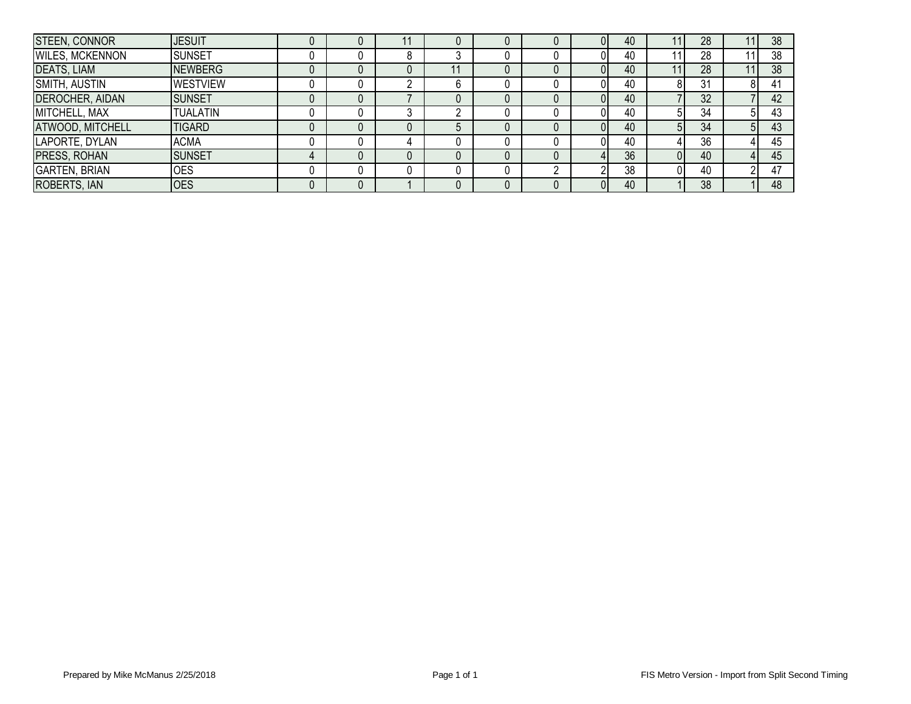| | | | | | | | | | | | | | |
|---|---|---|---|---|---|---|---|---|---|---|---|---|---|
| STEEN, CONNOR | JESUIT | 0 | 0 | 11 | 0 | 0 | 0 | 0 | 40 | 11 | 28 | 11 | 38 |
| WILES, MCKENNON | SUNSET | 0 | 0 | 8 | 3 | 0 | 0 | 0 | 40 | 11 | 28 | 11 | 38 |
| DEATS, LIAM | NEWBERG | 0 | 0 | 0 | 11 | 0 | 0 | 0 | 40 | 11 | 28 | 11 | 38 |
| SMITH, AUSTIN | WESTVIEW | 0 | 0 | 2 | 6 | 0 | 0 | 0 | 40 | 8 | 31 | 8 | 41 |
| DEROCHER, AIDAN | SUNSET | 0 | 0 | 7 | 0 | 0 | 0 | 0 | 40 | 7 | 32 | 7 | 42 |
| MITCHELL, MAX | TUALATIN | 0 | 0 | 3 | 2 | 0 | 0 | 0 | 40 | 5 | 34 | 5 | 43 |
| ATWOOD, MITCHELL | TIGARD | 0 | 0 | 0 | 5 | 0 | 0 | 0 | 40 | 5 | 34 | 5 | 43 |
| LAPORTE, DYLAN | ACMA | 0 | 0 | 4 | 0 | 0 | 0 | 0 | 40 | 4 | 36 | 4 | 45 |
| PRESS, ROHAN | SUNSET | 4 | 0 | 0 | 0 | 0 | 0 | 4 | 36 | 0 | 40 | 4 | 45 |
| GARTEN, BRIAN | OES | 0 | 0 | 0 | 0 | 0 | 2 | 2 | 38 | 0 | 40 | 2 | 47 |
| ROBERTS, IAN | OES | 0 | 0 | 1 | 0 | 0 | 0 | 0 | 40 | 1 | 38 | 1 | 48 |

Prepared by Mike McManus 2/25/2018

FIS Metro Version - Import from Split Second Timing